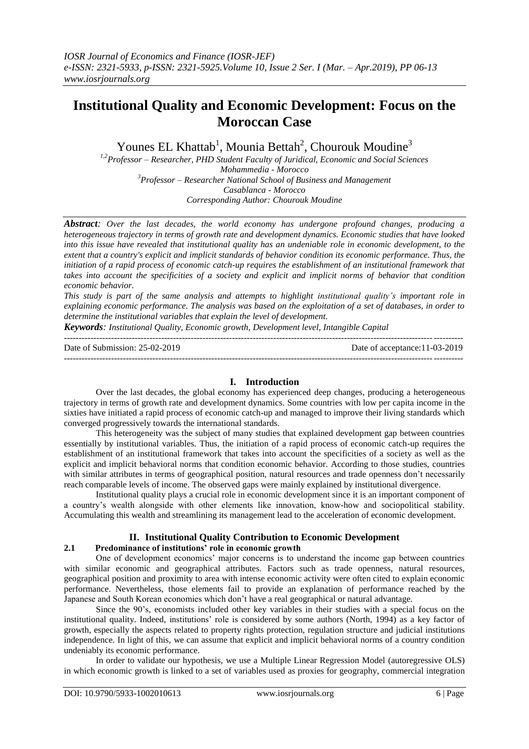# Institutional Quality and Economic Development: Focus on the Moroccan Case

Younes EL Khattab[1], Mounia Bettah[2], Chourouk Moudine[3]

[1,2]Professor – Researcher, PHD Student Faculty of Juridical, Economic and Social Sciences Mohammedia - Morocco
[3]Professor – Researcher National School of Business and Management Casablanca - Morocco
Corresponding Author: Chourouk Moudine

***Abstract**: Over the last decades, the world economy has undergone profound changes, producing a heterogeneous trajectory in terms of growth rate and development dynamics. Economic studies that have looked into this issue have revealed that institutional quality has an undeniable role in economic development, to the extent that a country's explicit and implicit standards of behavior condition its economic performance. Thus, the initiation of a rapid process of economic catch-up requires the establishment of an institutional framework that takes into account the specificities of a society and explicit and implicit norms of behavior that condition economic behavior.*

*This study is part of the same analysis and attempts to highlight institutional quality's important role in explaining economic performance. The analysis was based on the exploitation of a set of databases, in order to determine the institutional variables that explain the level of development.*

***Keywords**: Institutional Quality, Economic growth, Development level, Intangible Capital*

---

Date of Submission: 25-02-2019 | Date of acceptance:11-03-2019

---

## I. Introduction

Over the last decades, the global economy has experienced deep changes, producing a heterogeneous trajectory in terms of growth rate and development dynamics. Some countries with low per capita income in the sixties have initiated a rapid process of economic catch-up and managed to improve their living standards which converged progressively towards the international standards.

This heterogeneity was the subject of many studies that explained development gap between countries essentially by institutional variables. Thus, the initiation of a rapid process of economic catch-up requires the establishment of an institutional framework that takes into account the specificities of a society as well as the explicit and implicit behavioral norms that condition economic behavior. According to those studies, countries with similar attributes in terms of geographical position, natural resources and trade openness don't necessarily reach comparable levels of income. The observed gaps were mainly explained by institutional divergence.

Institutional quality plays a crucial role in economic development since it is an important component of a country's wealth alongside with other elements like innovation, know-how and sociopolitical stability. Accumulating this wealth and streamlining its management lead to the acceleration of economic development.

## II. Institutional Quality Contribution to Economic Development

### 2.1 Predominance of institutions' role in economic growth

One of development economics' major concerns is to understand the income gap between countries with similar economic and geographical attributes. Factors such as trade openness, natural resources, geographical position and proximity to area with intense economic activity were often cited to explain economic performance. Nevertheless, those elements fail to provide an explanation of performance reached by the Japanese and South Korean economies which don't have a real geographical or natural advantage.

Since the 90's, economists included other key variables in their studies with a special focus on the institutional quality. Indeed, institutions' role is considered by some authors (North, 1994) as a key factor of growth, especially the aspects related to property rights protection, regulation structure and judicial institutions independence. In light of this, we can assume that explicit and implicit behavioral norms of a country condition undeniably its economic performance.

In order to validate our hypothesis, we use a Multiple Linear Regression Model (autoregressive OLS) in which economic growth is linked to a set of variables used as proxies for geography, commercial integration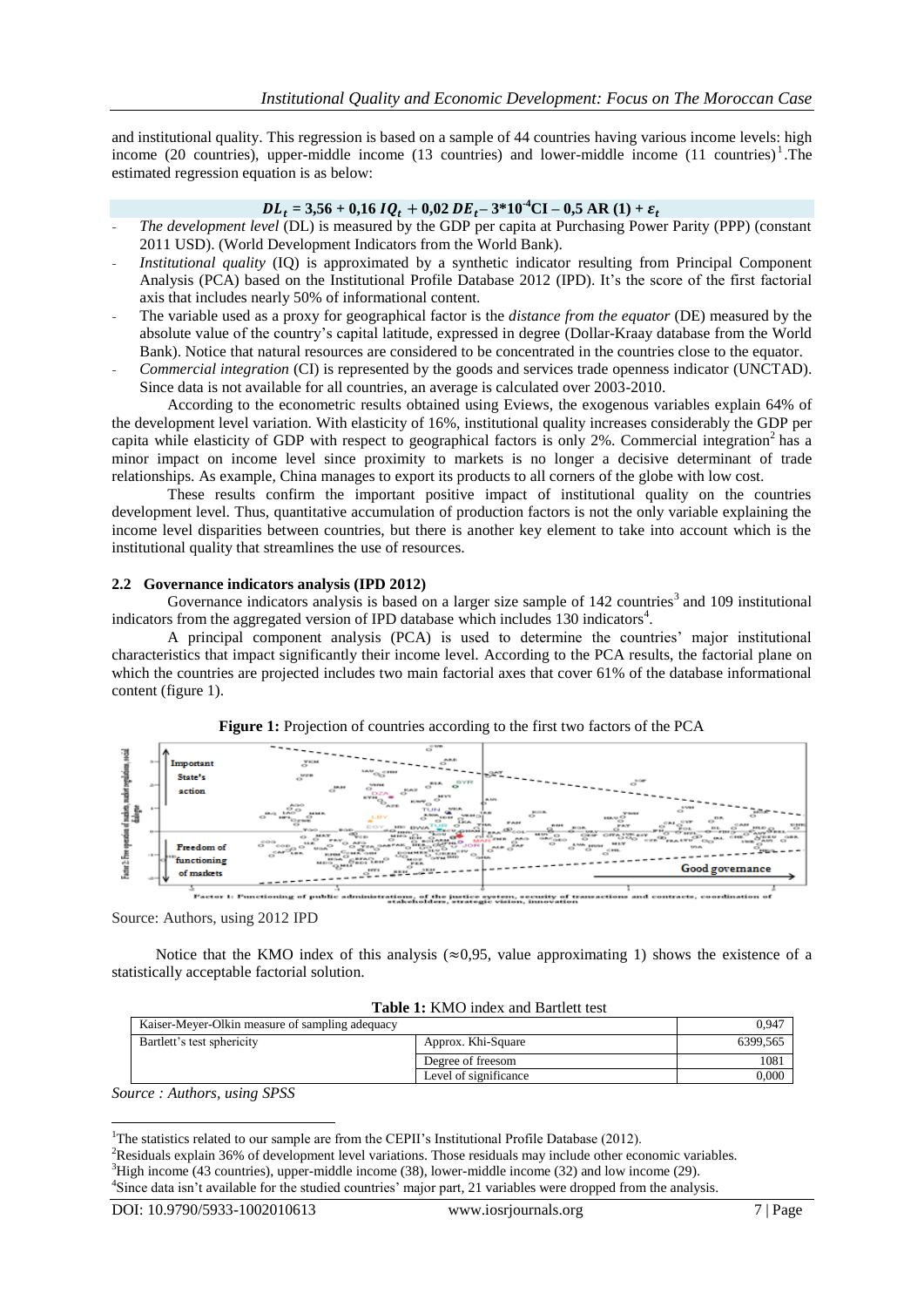and institutional quality. This regression is based on a sample of 44 countries having various income levels: high income (20 countries), upper-middle income (13 countries) and lower-middle income (11 countries)[1].The estimated regression equation is as below:

$$DL_t = 3{,}56 + 0{,}16\ IQ_t + 0{,}02\ DE_t - 3{*}10^{-4}CI - 0{,}5\ AR\ (1) + \varepsilon_t$$

- *The development level* (DL) is measured by the GDP per capita at Purchasing Power Parity (PPP) (constant 2011 USD). (World Development Indicators from the World Bank).
- *Institutional quality* (IQ) is approximated by a synthetic indicator resulting from Principal Component Analysis (PCA) based on the Institutional Profile Database 2012 (IPD). It's the score of the first factorial axis that includes nearly 50% of informational content.
- The variable used as a proxy for geographical factor is the *distance from the equator* (DE) measured by the absolute value of the country's capital latitude, expressed in degree (Dollar-Kraay database from the World Bank). Notice that natural resources are considered to be concentrated in the countries close to the equator.
- *Commercial integration* (CI) is represented by the goods and services trade openness indicator (UNCTAD). Since data is not available for all countries, an average is calculated over 2003-2010.

According to the econometric results obtained using Eviews, the exogenous variables explain 64% of the development level variation. With elasticity of 16%, institutional quality increases considerably the GDP per capita while elasticity of GDP with respect to geographical factors is only 2%. Commercial integration[2] has a minor impact on income level since proximity to markets is no longer a decisive determinant of trade relationships. As example, China manages to export its products to all corners of the globe with low cost.

These results confirm the important positive impact of institutional quality on the countries development level. Thus, quantitative accumulation of production factors is not the only variable explaining the income level disparities between countries, but there is another key element to take into account which is the institutional quality that streamlines the use of resources.

### 2.2 Governance indicators analysis (IPD 2012)

Governance indicators analysis is based on a larger size sample of 142 countries[3] and 109 institutional indicators from the aggregated version of IPD database which includes 130 indicators[4].

A principal component analysis (PCA) is used to determine the countries' major institutional characteristics that impact significantly their income level. According to the PCA results, the factorial plane on which the countries are projected includes two main factorial axes that cover 61% of the database informational content (figure 1).

**Figure 1:** Projection of countries according to the first two factors of the PCA

Source: Authors, using 2012 IPD

Notice that the KMO index of this analysis (≈0,95, value approximating 1) shows the existence of a statistically acceptable factorial solution.

**Table 1:** KMO index and Bartlett test

| Kaiser-Meyer-Olkin measure of sampling adequacy | | 0,947 |
|---|---|---|
| Bartlett's test sphericity | Approx. Khi-Square | 6399,565 |
| | Degree of freesom | 1081 |
| | Level of significance | 0,000 |

*Source : Authors, using SPSS*

[1] The statistics related to our sample are from the CEPII's Institutional Profile Database (2012).
[2] Residuals explain 36% of development level variations. Those residuals may include other economic variables.
[3] High income (43 countries), upper-middle income (38), lower-middle income (32) and low income (29).
[4] Since data isn't available for the studied countries' major part, 21 variables were dropped from the analysis.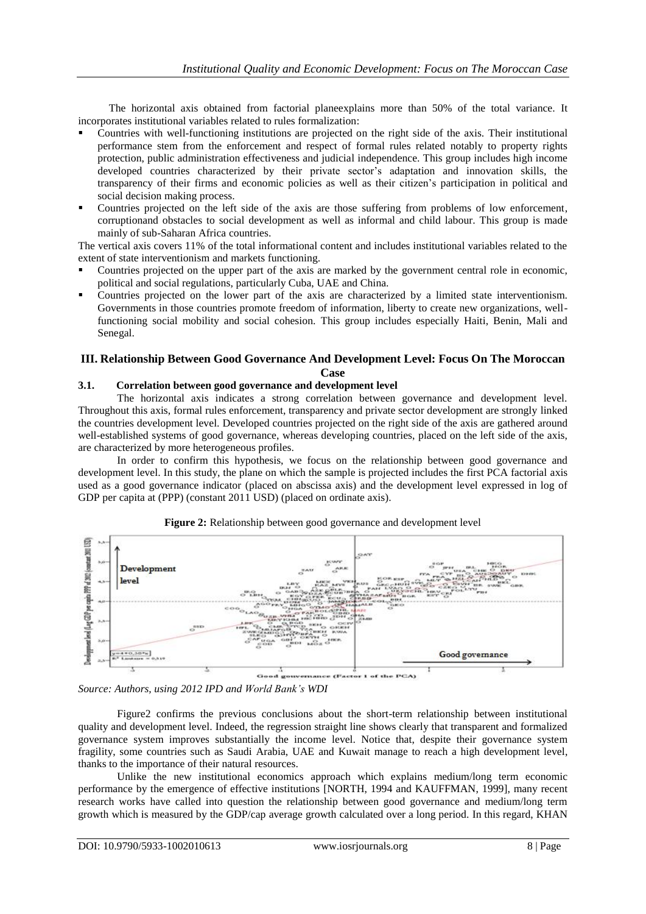The horizontal axis obtained from factorial planeexplains more than 50% of the total variance. It incorporates institutional variables related to rules formalization:

- Countries with well-functioning institutions are projected on the right side of the axis. Their institutional performance stem from the enforcement and respect of formal rules related notably to property rights protection, public administration effectiveness and judicial independence. This group includes high income developed countries characterized by their private sector's adaptation and innovation skills, the transparency of their firms and economic policies as well as their citizen's participation in political and social decision making process.
- Countries projected on the left side of the axis are those suffering from problems of low enforcement, corruptionand obstacles to social development as well as informal and child labour. This group is made mainly of sub-Saharan Africa countries.

The vertical axis covers 11% of the total informational content and includes institutional variables related to the extent of state interventionism and markets functioning.

- Countries projected on the upper part of the axis are marked by the government central role in economic, political and social regulations, particularly Cuba, UAE and China.
- Countries projected on the lower part of the axis are characterized by a limited state interventionism. Governments in those countries promote freedom of information, liberty to create new organizations, well-functioning social mobility and social cohesion. This group includes especially Haiti, Benin, Mali and Senegal.

## III. Relationship Between Good Governance And Development Level: Focus On The Moroccan Case

### 3.1. Correlation between good governance and development level

The horizontal axis indicates a strong correlation between governance and development level. Throughout this axis, formal rules enforcement, transparency and private sector development are strongly linked the countries development level. Developed countries projected on the right side of the axis are gathered around well-established systems of good governance, whereas developing countries, placed on the left side of the axis, are characterized by more heterogeneous profiles.

In order to confirm this hypothesis, we focus on the relationship between good governance and development level. In this study, the plane on which the sample is projected includes the first PCA factorial axis used as a good governance indicator (placed on abscissa axis) and the development level expressed in log of GDP per capita at (PPP) (constant 2011 USD) (placed on ordinate axis).

**Figure 2:** Relationship between good governance and development level

*Source: Authors, using 2012 IPD and World Bank's WDI*

Figure2 confirms the previous conclusions about the short-term relationship between institutional quality and development level. Indeed, the regression straight line shows clearly that transparent and formalized governance system improves substantially the income level. Notice that, despite their governance system fragility, some countries such as Saudi Arabia, UAE and Kuwait manage to reach a high development level, thanks to the importance of their natural resources.

Unlike the new institutional economics approach which explains medium/long term economic performance by the emergence of effective institutions [NORTH, 1994 and KAUFFMAN, 1999], many recent research works have called into question the relationship between good governance and medium/long term growth which is measured by the GDP/cap average growth calculated over a long period. In this regard, KHAN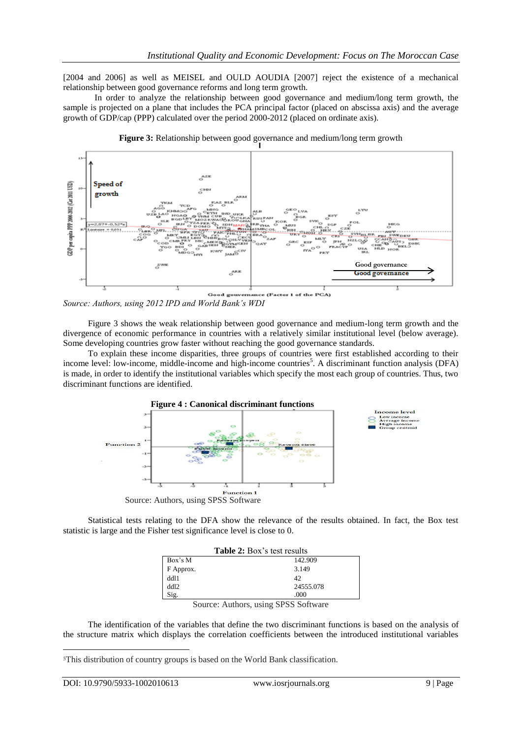[2004 and 2006] as well as MEISEL and OULD AOUDIA [2007] reject the existence of a mechanical relationship between good governance reforms and long term growth.

In order to analyze the relationship between good governance and medium/long term growth, the sample is projected on a plane that includes the PCA principal factor (placed on abscissa axis) and the average growth of GDP/cap (PPP) calculated over the period 2000-2012 (placed on ordinate axis).

**Figure 3:** Relationship between good governance and medium/long term growth

*Source: Authors, using 2012 IPD and World Bank's WDI*

Figure 3 shows the weak relationship between good governance and medium-long term growth and the divergence of economic performance in countries with a relatively similar institutional level (below average). Some developing countries grow faster without reaching the good governance standards.

To explain these income disparities, three groups of countries were first established according to their income level: low-income, middle-income and high-income countries[5]. A discriminant function analysis (DFA) is made, in order to identify the institutional variables which specify the most each group of countries. Thus, two discriminant functions are identified.

**Figure 4 : Canonical discriminant functions**

Source: Authors, using SPSS Software

Statistical tests relating to the DFA show the relevance of the results obtained. In fact, the Box test statistic is large and the Fisher test significance level is close to 0.

**Table 2:** Box's test results

| | |
|---|---|
| Box's M | 142.909 |
| F Approx. | 3.149 |
| ddl1 | 42 |
| ddl2 | 24555.078 |
| Sig. | .000 |

Source: Authors, using SPSS Software

The identification of the variables that define the two discriminant functions is based on the analysis of the structure matrix which displays the correlation coefficients between the introduced institutional variables

[5]This distribution of country groups is based on the World Bank classification.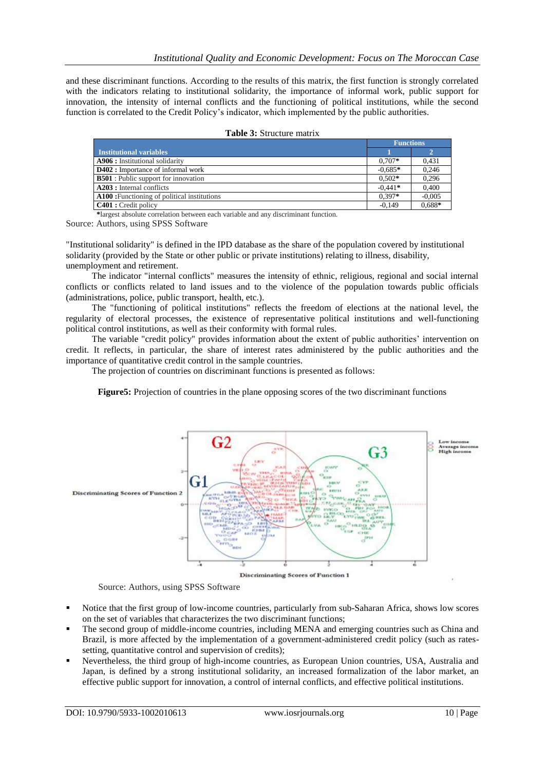and these discriminant functions. According to the results of this matrix, the first function is strongly correlated with the indicators relating to institutional solidarity, the importance of informal work, public support for innovation, the intensity of internal conflicts and the functioning of political institutions, while the second function is correlated to the Credit Policy's indicator, which implemented by the public authorities.

**Table 3:** Structure matrix

| Institutional variables | Functions | |
|---|---|---|
| | 1 | 2 |
| **A906 :** Institutional solidarity | 0,707* | 0,431 |
| **D402 :** Importance of informal work | -0,685* | 0,246 |
| **B501** : Public support for innovation | 0,502* | 0,296 |
| **A203 :** Internal conflicts | -0,441* | 0,400 |
| **A100 :**Functioning of political institutions | 0,397* | -0,005 |
| **C401 :** Credit policy | -0,149 | 0,688* |

*largest absolute correlation between each variable and any discriminant function.

Source: Authors, using SPSS Software

"Institutional solidarity" is defined in the IPD database as the share of the population covered by institutional solidarity (provided by the State or other public or private institutions) relating to illness, disability, unemployment and retirement.

The indicator "internal conflicts" measures the intensity of ethnic, religious, regional and social internal conflicts or conflicts related to land issues and to the violence of the population towards public officials (administrations, police, public transport, health, etc.).

The "functioning of political institutions" reflects the freedom of elections at the national level, the regularity of electoral processes, the existence of representative political institutions and well-functioning political control institutions, as well as their conformity with formal rules.

The variable "credit policy" provides information about the extent of public authorities' intervention on credit. It reflects, in particular, the share of interest rates administered by the public authorities and the importance of quantitative credit control in the sample countries.

The projection of countries on discriminant functions is presented as follows:

**Figure5:** Projection of countries in the plane opposing scores of the two discriminant functions

Source: Authors, using SPSS Software

- Notice that the first group of low-income countries, particularly from sub-Saharan Africa, shows low scores on the set of variables that characterizes the two discriminant functions;
- The second group of middle-income countries, including MENA and emerging countries such as China and Brazil, is more affected by the implementation of a government-administered credit policy (such as rates-setting, quantitative control and supervision of credits);
- Nevertheless, the third group of high-income countries, as European Union countries, USA, Australia and Japan, is defined by a strong institutional solidarity, an increased formalization of the labor market, an effective public support for innovation, a control of internal conflicts, and effective political institutions.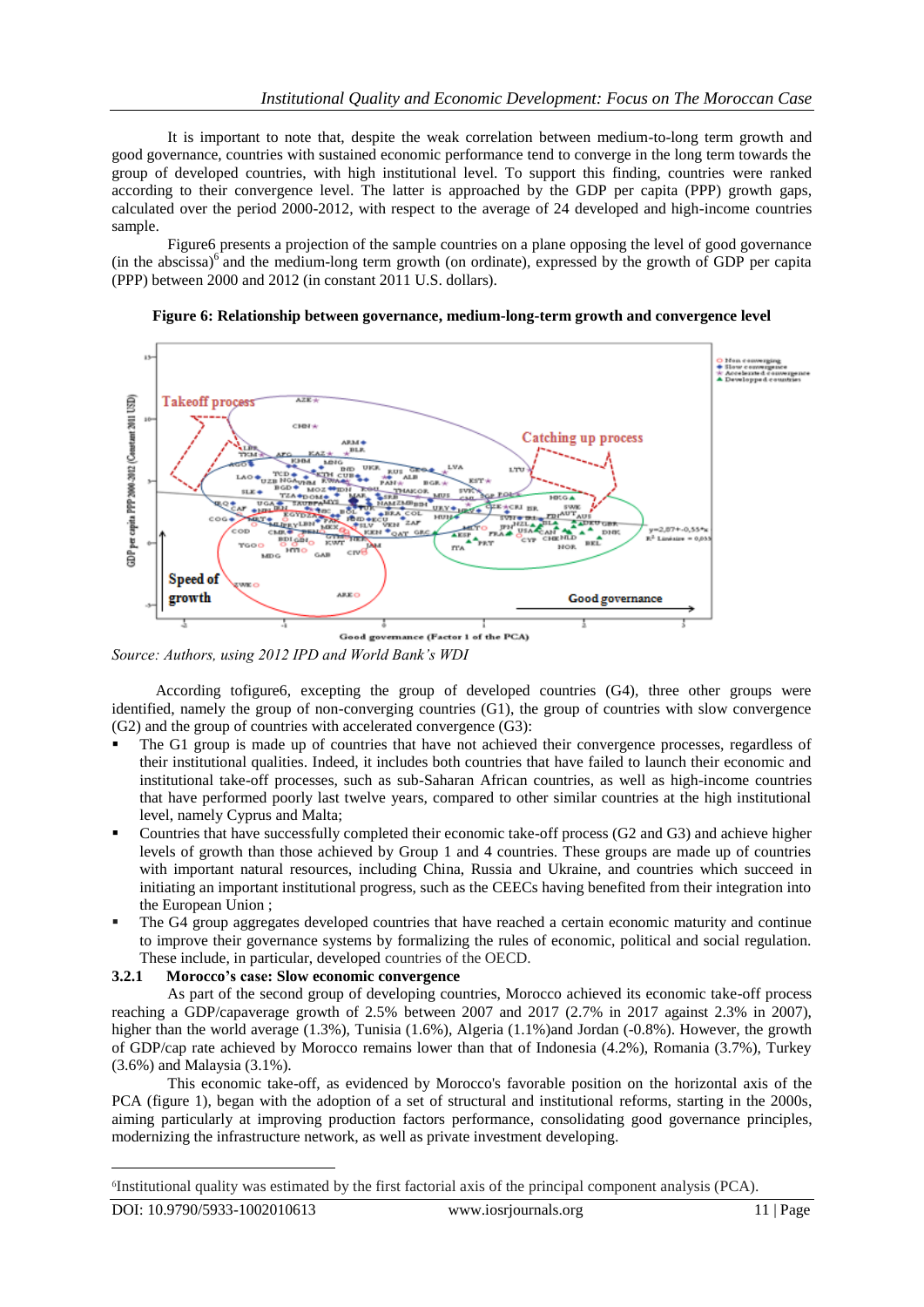It is important to note that, despite the weak correlation between medium-to-long term growth and good governance, countries with sustained economic performance tend to converge in the long term towards the group of developed countries, with high institutional level. To support this finding, countries were ranked according to their convergence level. The latter is approached by the GDP per capita (PPP) growth gaps, calculated over the period 2000-2012, with respect to the average of 24 developed and high-income countries sample.

Figure6 presents a projection of the sample countries on a plane opposing the level of good governance (in the abscissa)[6] and the medium-long term growth (on ordinate), expressed by the growth of GDP per capita (PPP) between 2000 and 2012 (in constant 2011 U.S. dollars).

**Figure 6: Relationship between governance, medium-long-term growth and convergence level**

*Source: Authors, using 2012 IPD and World Bank's WDI*

According tofigure6, excepting the group of developed countries (G4), three other groups were identified, namely the group of non-converging countries (G1), the group of countries with slow convergence (G2) and the group of countries with accelerated convergence (G3):

- The G1 group is made up of countries that have not achieved their convergence processes, regardless of their institutional qualities. Indeed, it includes both countries that have failed to launch their economic and institutional take-off processes, such as sub-Saharan African countries, as well as high-income countries that have performed poorly last twelve years, compared to other similar countries at the high institutional level, namely Cyprus and Malta;
- Countries that have successfully completed their economic take-off process (G2 and G3) and achieve higher levels of growth than those achieved by Group 1 and 4 countries. These groups are made up of countries with important natural resources, including China, Russia and Ukraine, and countries which succeed in initiating an important institutional progress, such as the CEECs having benefited from their integration into the European Union ;
- The G4 group aggregates developed countries that have reached a certain economic maturity and continue to improve their governance systems by formalizing the rules of economic, political and social regulation. These include, in particular, developed countries of the OECD.

### 3.2.1 Morocco's case: Slow economic convergence

As part of the second group of developing countries, Morocco achieved its economic take-off process reaching a GDP/capaverage growth of 2.5% between 2007 and 2017 (2.7% in 2017 against 2.3% in 2007), higher than the world average (1.3%), Tunisia (1.6%), Algeria (1.1%)and Jordan (-0.8%). However, the growth of GDP/cap rate achieved by Morocco remains lower than that of Indonesia (4.2%), Romania (3.7%), Turkey (3.6%) and Malaysia (3.1%).

This economic take-off, as evidenced by Morocco's favorable position on the horizontal axis of the PCA (figure 1), began with the adoption of a set of structural and institutional reforms, starting in the 2000s, aiming particularly at improving production factors performance, consolidating good governance principles, modernizing the infrastructure network, as well as private investment developing.

[6] Institutional quality was estimated by the first factorial axis of the principal component analysis (PCA).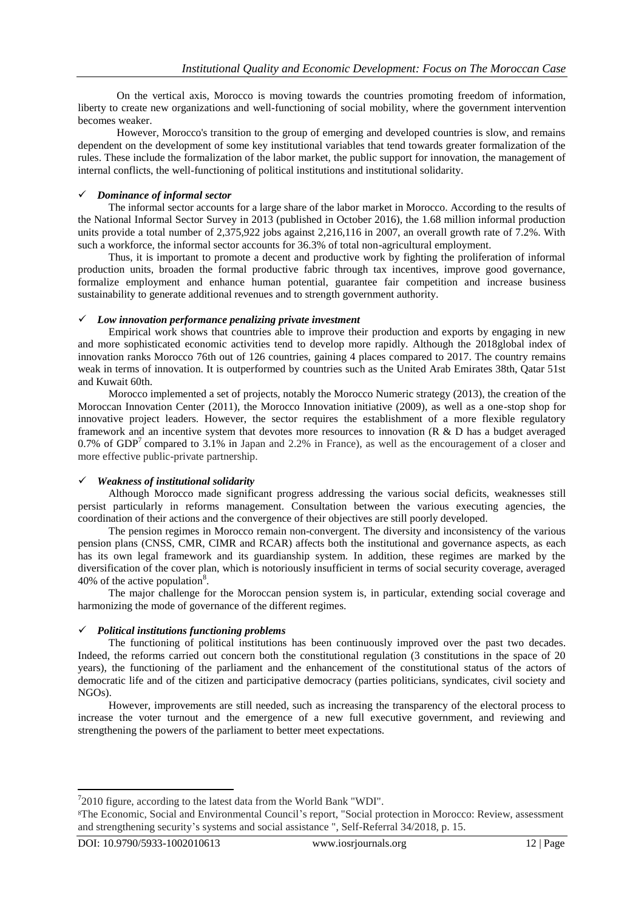On the vertical axis, Morocco is moving towards the countries promoting freedom of information, liberty to create new organizations and well-functioning of social mobility, where the government intervention becomes weaker.

However, Morocco's transition to the group of emerging and developed countries is slow, and remains dependent on the development of some key institutional variables that tend towards greater formalization of the rules. These include the formalization of the labor market, the public support for innovation, the management of internal conflicts, the well-functioning of political institutions and institutional solidarity.

- ✓ ***Dominance of informal sector***

The informal sector accounts for a large share of the labor market in Morocco. According to the results of the National Informal Sector Survey in 2013 (published in October 2016), the 1.68 million informal production units provide a total number of 2,375,922 jobs against 2,216,116 in 2007, an overall growth rate of 7.2%. With such a workforce, the informal sector accounts for 36.3% of total non-agricultural employment.

Thus, it is important to promote a decent and productive work by fighting the proliferation of informal production units, broaden the formal productive fabric through tax incentives, improve good governance, formalize employment and enhance human potential, guarantee fair competition and increase business sustainability to generate additional revenues and to strength government authority.

- ✓ ***Low innovation performance penalizing private investment***

Empirical work shows that countries able to improve their production and exports by engaging in new and more sophisticated economic activities tend to develop more rapidly. Although the 2018global index of innovation ranks Morocco 76th out of 126 countries, gaining 4 places compared to 2017. The country remains weak in terms of innovation. It is outperformed by countries such as the United Arab Emirates 38th, Qatar 51st and Kuwait 60th.

Morocco implemented a set of projects, notably the Morocco Numeric strategy (2013), the creation of the Moroccan Innovation Center (2011), the Morocco Innovation initiative (2009), as well as a one-stop shop for innovative project leaders. However, the sector requires the establishment of a more flexible regulatory framework and an incentive system that devotes more resources to innovation (R & D has a budget averaged 0.7% of GDP[7] compared to 3.1% in Japan and 2.2% in France), as well as the encouragement of a closer and more effective public-private partnership.

- ✓ ***Weakness of institutional solidarity***

Although Morocco made significant progress addressing the various social deficits, weaknesses still persist particularly in reforms management. Consultation between the various executing agencies, the coordination of their actions and the convergence of their objectives are still poorly developed.

The pension regimes in Morocco remain non-convergent. The diversity and inconsistency of the various pension plans (CNSS, CMR, CIMR and RCAR) affects both the institutional and governance aspects, as each has its own legal framework and its guardianship system. In addition, these regimes are marked by the diversification of the cover plan, which is notoriously insufficient in terms of social security coverage, averaged 40% of the active population[8].

The major challenge for the Moroccan pension system is, in particular, extending social coverage and harmonizing the mode of governance of the different regimes.

- ✓ ***Political institutions functioning problems***

The functioning of political institutions has been continuously improved over the past two decades. Indeed, the reforms carried out concern both the constitutional regulation (3 constitutions in the space of 20 years), the functioning of the parliament and the enhancement of the constitutional status of the actors of democratic life and of the citizen and participative democracy (parties politicians, syndicates, civil society and NGOs).

However, improvements are still needed, such as increasing the transparency of the electoral process to increase the voter turnout and the emergence of a new full executive government, and reviewing and strengthening the powers of the parliament to better meet expectations.

---

[7] 2010 figure, according to the latest data from the World Bank "WDI".

[8] The Economic, Social and Environmental Council's report, "Social protection in Morocco: Review, assessment and strengthening security's systems and social assistance ", Self-Referral 34/2018, p. 15.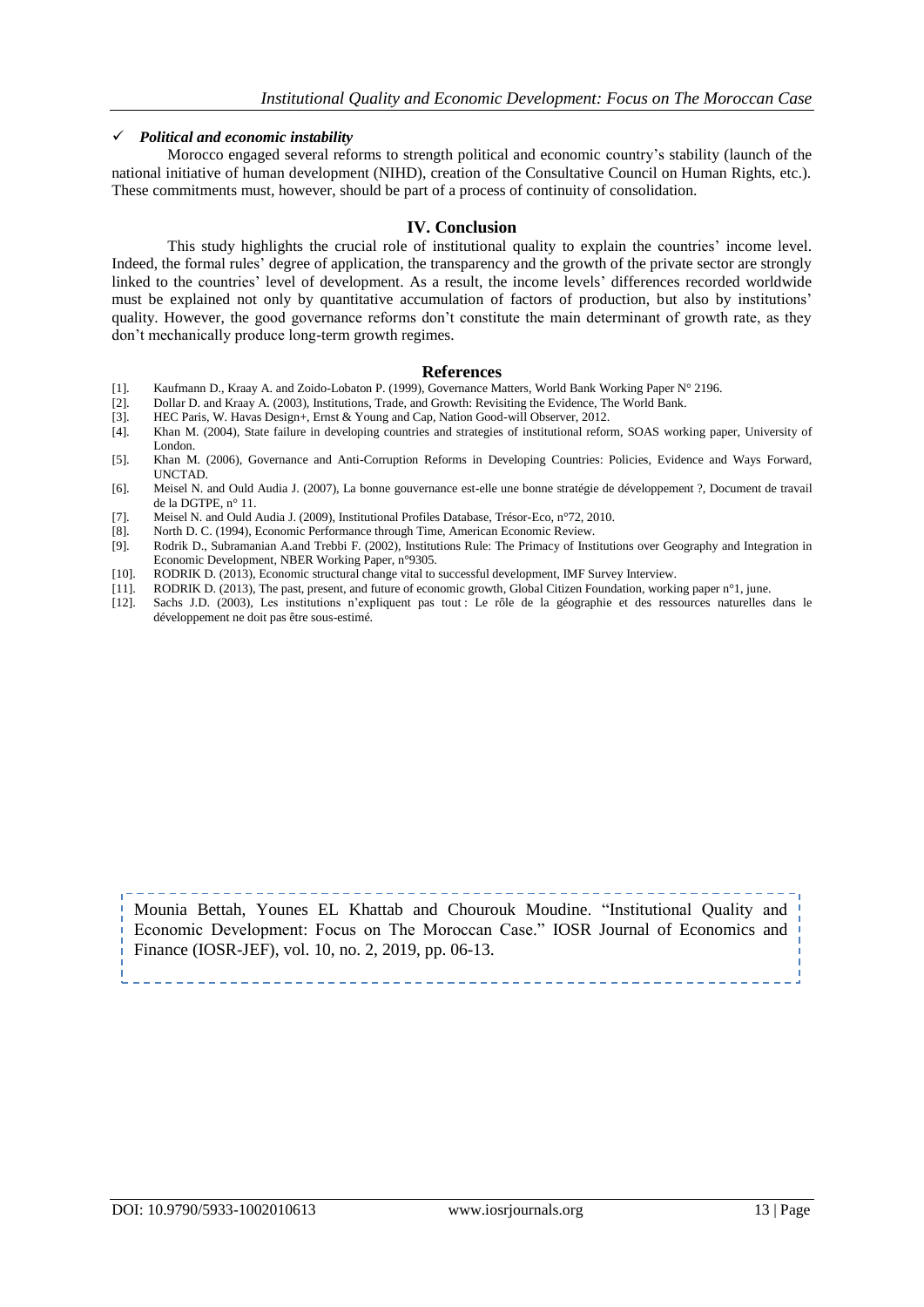✓ ***Political and economic instability***

Morocco engaged several reforms to strength political and economic country's stability (launch of the national initiative of human development (NIHD), creation of the Consultative Council on Human Rights, etc.). These commitments must, however, should be part of a process of continuity of consolidation.

## IV. Conclusion

This study highlights the crucial role of institutional quality to explain the countries' income level. Indeed, the formal rules' degree of application, the transparency and the growth of the private sector are strongly linked to the countries' level of development. As a result, the income levels' differences recorded worldwide must be explained not only by quantitative accumulation of factors of production, but also by institutions' quality. However, the good governance reforms don't constitute the main determinant of growth rate, as they don't mechanically produce long-term growth regimes.

## References

[1]. Kaufmann D., Kraay A. and Zoido-Lobaton P. (1999), Governance Matters, World Bank Working Paper N° 2196.

[2]. Dollar D. and Kraay A. (2003), Institutions, Trade, and Growth: Revisiting the Evidence, The World Bank.

[3]. HEC Paris, W. Havas Design+, Ernst & Young and Cap, Nation Good-will Observer, 2012.

[4]. Khan M. (2004), State failure in developing countries and strategies of institutional reform, SOAS working paper, University of London.

[5]. Khan M. (2006), Governance and Anti-Corruption Reforms in Developing Countries: Policies, Evidence and Ways Forward, UNCTAD.

[6]. Meisel N. and Ould Audia J. (2007), La bonne gouvernance est-elle une bonne stratégie de développement ?, Document de travail de la DGTPE, n° 11.

[7]. Meisel N. and Ould Audia J. (2009), Institutional Profiles Database, Trésor-Eco, n°72, 2010.

[8]. North D. C. (1994), Economic Performance through Time, American Economic Review.

[9]. Rodrik D., Subramanian A.and Trebbi F. (2002), Institutions Rule: The Primacy of Institutions over Geography and Integration in Economic Development, NBER Working Paper, n°9305.

[10]. RODRIK D. (2013), Economic structural change vital to successful development, IMF Survey Interview.

[11]. RODRIK D. (2013), The past, present, and future of economic growth, Global Citizen Foundation, working paper n°1, june.

[12]. Sachs J.D. (2003), Les institutions n'expliquent pas tout : Le rôle de la géographie et des ressources naturelles dans le développement ne doit pas être sous-estimé.

Mounia Bettah, Younes EL Khattab and Chourouk Moudine. "Institutional Quality and Economic Development: Focus on The Moroccan Case." IOSR Journal of Economics and Finance (IOSR-JEF), vol. 10, no. 2, 2019, pp. 06-13.